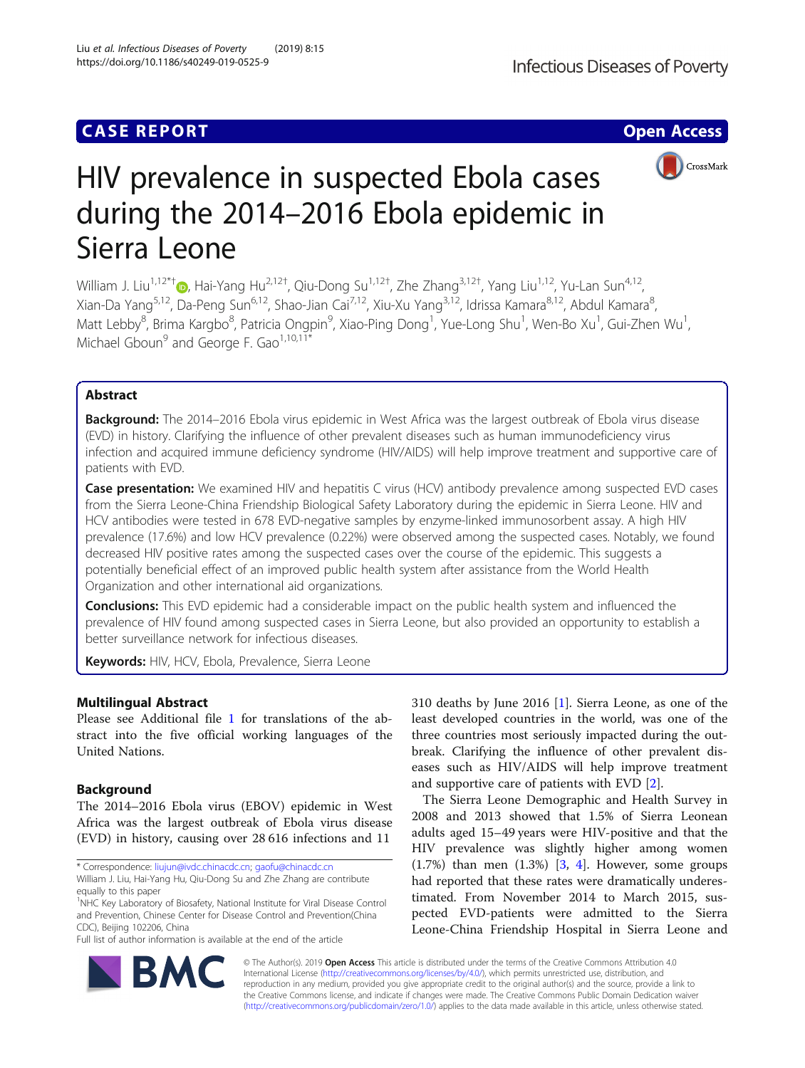CASE REPORT

Open Access

# HIV prevalence in suspected Ebola cases during the 2014–2016 Ebola epidemic in Sierra Leone

William J. Liu[1,12*†], Hai-Yang Hu[2,12†], Qiu-Dong Su[1,12†], Zhe Zhang[3,12†], Yang Liu[1,12], Yu-Lan Sun[4,12], Xian-Da Yang[5,12], Da-Peng Sun[6,12], Shao-Jian Cai[7,12], Xiu-Xu Yang[3,12], Idrissa Kamara[8,12], Abdul Kamara[8], Matt Lebby[8], Brima Kargbo[8], Patricia Ongpin[9], Xiao-Ping Dong[1], Yue-Long Shu[1], Wen-Bo Xu[1], Gui-Zhen Wu[1], Michael Gboun[9] and George F. Gao[1,10,11*]

## Abstract

**Background:** The 2014–2016 Ebola virus epidemic in West Africa was the largest outbreak of Ebola virus disease (EVD) in history. Clarifying the influence of other prevalent diseases such as human immunodeficiency virus infection and acquired immune deficiency syndrome (HIV/AIDS) will help improve treatment and supportive care of patients with EVD.

**Case presentation:** We examined HIV and hepatitis C virus (HCV) antibody prevalence among suspected EVD cases from the Sierra Leone-China Friendship Biological Safety Laboratory during the epidemic in Sierra Leone. HIV and HCV antibodies were tested in 678 EVD-negative samples by enzyme-linked immunosorbent assay. A high HIV prevalence (17.6%) and low HCV prevalence (0.22%) were observed among the suspected cases. Notably, we found decreased HIV positive rates among the suspected cases over the course of the epidemic. This suggests a potentially beneficial effect of an improved public health system after assistance from the World Health Organization and other international aid organizations.

**Conclusions:** This EVD epidemic had a considerable impact on the public health system and influenced the prevalence of HIV found among suspected cases in Sierra Leone, but also provided an opportunity to establish a better surveillance network for infectious diseases.

**Keywords:** HIV, HCV, Ebola, Prevalence, Sierra Leone

## Multilingual Abstract

Please see Additional file 1 for translations of the abstract into the five official working languages of the United Nations.

## Background

The 2014–2016 Ebola virus (EBOV) epidemic in West Africa was the largest outbreak of Ebola virus disease (EVD) in history, causing over 28 616 infections and 11 310 deaths by June 2016 [1]. Sierra Leone, as one of the least developed countries in the world, was one of the three countries most seriously impacted during the outbreak. Clarifying the influence of other prevalent diseases such as HIV/AIDS will help improve treatment and supportive care of patients with EVD [2].

The Sierra Leone Demographic and Health Survey in 2008 and 2013 showed that 1.5% of Sierra Leonean adults aged 15–49 years were HIV-positive and that the HIV prevalence was slightly higher among women (1.7%) than men (1.3%) [3, 4]. However, some groups had reported that these rates were dramatically underestimated. From November 2014 to March 2015, suspected EVD-patients were admitted to the Sierra Leone-China Friendship Hospital in Sierra Leone and

\* Correspondence: liujun@ivdc.chinacdc.cn; gaofu@chinacdc.cn
William J. Liu, Hai-Yang Hu, Qiu-Dong Su and Zhe Zhang are contribute equally to this paper
[1]NHC Key Laboratory of Biosafety, National Institute for Viral Disease Control and Prevention, Chinese Center for Disease Control and Prevention(China CDC), Beijing 102206, China
Full list of author information is available at the end of the article

© The Author(s). 2019 **Open Access** This article is distributed under the terms of the Creative Commons Attribution 4.0 International License (http://creativecommons.org/licenses/by/4.0/), which permits unrestricted use, distribution, and reproduction in any medium, provided you give appropriate credit to the original author(s) and the source, provide a link to the Creative Commons license, and indicate if changes were made. The Creative Commons Public Domain Dedication waiver (http://creativecommons.org/publicdomain/zero/1.0/) applies to the data made available in this article, unless otherwise stated.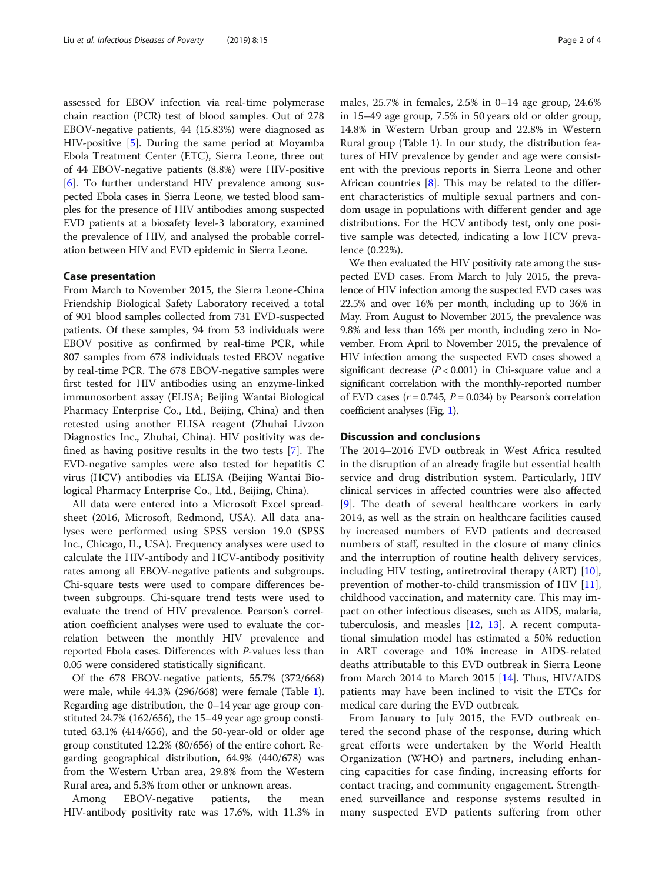assessed for EBOV infection via real-time polymerase chain reaction (PCR) test of blood samples. Out of 278 EBOV-negative patients, 44 (15.83%) were diagnosed as HIV-positive [5]. During the same period at Moyamba Ebola Treatment Center (ETC), Sierra Leone, three out of 44 EBOV-negative patients (8.8%) were HIV-positive [6]. To further understand HIV prevalence among suspected Ebola cases in Sierra Leone, we tested blood samples for the presence of HIV antibodies among suspected EVD patients at a biosafety level-3 laboratory, examined the prevalence of HIV, and analysed the probable correlation between HIV and EVD epidemic in Sierra Leone.

## Case presentation

From March to November 2015, the Sierra Leone-China Friendship Biological Safety Laboratory received a total of 901 blood samples collected from 731 EVD-suspected patients. Of these samples, 94 from 53 individuals were EBOV positive as confirmed by real-time PCR, while 807 samples from 678 individuals tested EBOV negative by real-time PCR. The 678 EBOV-negative samples were first tested for HIV antibodies using an enzyme-linked immunosorbent assay (ELISA; Beijing Wantai Biological Pharmacy Enterprise Co., Ltd., Beijing, China) and then retested using another ELISA reagent (Zhuhai Livzon Diagnostics Inc., Zhuhai, China). HIV positivity was defined as having positive results in the two tests [7]. The EVD-negative samples were also tested for hepatitis C virus (HCV) antibodies via ELISA (Beijing Wantai Biological Pharmacy Enterprise Co., Ltd., Beijing, China).

All data were entered into a Microsoft Excel spreadsheet (2016, Microsoft, Redmond, USA). All data analyses were performed using SPSS version 19.0 (SPSS Inc., Chicago, IL, USA). Frequency analyses were used to calculate the HIV-antibody and HCV-antibody positivity rates among all EBOV-negative patients and subgroups. Chi-square tests were used to compare differences between subgroups. Chi-square trend tests were used to evaluate the trend of HIV prevalence. Pearson's correlation coefficient analyses were used to evaluate the correlation between the monthly HIV prevalence and reported Ebola cases. Differences with *P*-values less than 0.05 were considered statistically significant.

Of the 678 EBOV-negative patients, 55.7% (372/668) were male, while 44.3% (296/668) were female (Table 1). Regarding age distribution, the 0–14 year age group constituted 24.7% (162/656), the 15–49 year age group constituted 63.1% (414/656), and the 50-year-old or older age group constituted 12.2% (80/656) of the entire cohort. Regarding geographical distribution, 64.9% (440/678) was from the Western Urban area, 29.8% from the Western Rural area, and 5.3% from other or unknown areas.

Among EBOV-negative patients, the mean HIV-antibody positivity rate was 17.6%, with 11.3% in males, 25.7% in females, 2.5% in 0–14 age group, 24.6% in 15–49 age group, 7.5% in 50 years old or older group, 14.8% in Western Urban group and 22.8% in Western Rural group (Table 1). In our study, the distribution features of HIV prevalence by gender and age were consistent with the previous reports in Sierra Leone and other African countries [8]. This may be related to the different characteristics of multiple sexual partners and condom usage in populations with different gender and age distributions. For the HCV antibody test, only one positive sample was detected, indicating a low HCV prevalence (0.22%).

We then evaluated the HIV positivity rate among the suspected EVD cases. From March to July 2015, the prevalence of HIV infection among the suspected EVD cases was 22.5% and over 16% per month, including up to 36% in May. From August to November 2015, the prevalence was 9.8% and less than 16% per month, including zero in November. From April to November 2015, the prevalence of HIV infection among the suspected EVD cases showed a significant decrease ($P < 0.001$) in Chi-square value and a significant correlation with the monthly-reported number of EVD cases ($r = 0.745$, $P = 0.034$) by Pearson's correlation coefficient analyses (Fig. 1).

## Discussion and conclusions

The 2014–2016 EVD outbreak in West Africa resulted in the disruption of an already fragile but essential health service and drug distribution system. Particularly, HIV clinical services in affected countries were also affected [9]. The death of several healthcare workers in early 2014, as well as the strain on healthcare facilities caused by increased numbers of EVD patients and decreased numbers of staff, resulted in the closure of many clinics and the interruption of routine health delivery services, including HIV testing, antiretroviral therapy (ART) [10], prevention of mother-to-child transmission of HIV [11], childhood vaccination, and maternity care. This may impact on other infectious diseases, such as AIDS, malaria, tuberculosis, and measles [12, 13]. A recent computational simulation model has estimated a 50% reduction in ART coverage and 10% increase in AIDS-related deaths attributable to this EVD outbreak in Sierra Leone from March 2014 to March 2015 [14]. Thus, HIV/AIDS patients may have been inclined to visit the ETCs for medical care during the EVD outbreak.

From January to July 2015, the EVD outbreak entered the second phase of the response, during which great efforts were undertaken by the World Health Organization (WHO) and partners, including enhancing capacities for case finding, increasing efforts for contact tracing, and community engagement. Strengthened surveillance and response systems resulted in many suspected EVD patients suffering from other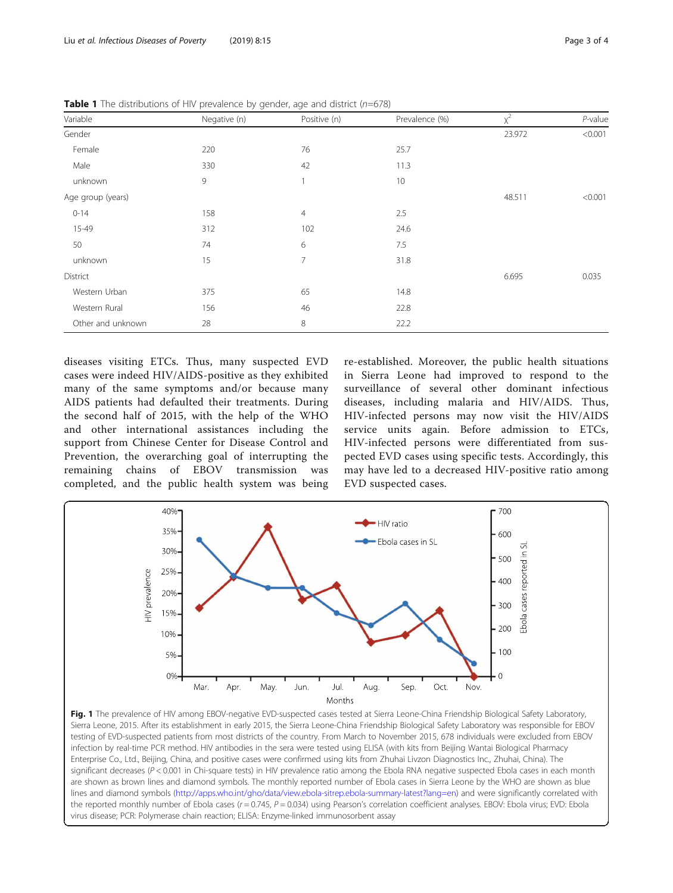**Table 1** The distributions of HIV prevalence by gender, age and district (*n*=678)

| Variable | Negative (n) | Positive (n) | Prevalence (%) | $\chi^2$ | *P*-value |
|---|---|---|---|---|---|
| Gender | | | | 23.972 | <0.001 |
| Female | 220 | 76 | 25.7 | | |
| Male | 330 | 42 | 11.3 | | |
| unknown | 9 | 1 | 10 | | |
| Age group (years) | | | | 48.511 | <0.001 |
| 0-14 | 158 | 4 | 2.5 | | |
| 15-49 | 312 | 102 | 24.6 | | |
| 50 | 74 | 6 | 7.5 | | |
| unknown | 15 | 7 | 31.8 | | |
| District | | | | 6.695 | 0.035 |
| Western Urban | 375 | 65 | 14.8 | | |
| Western Rural | 156 | 46 | 22.8 | | |
| Other and unknown | 28 | 8 | 22.2 | | |

diseases visiting ETCs. Thus, many suspected EVD cases were indeed HIV/AIDS-positive as they exhibited many of the same symptoms and/or because many AIDS patients had defaulted their treatments. During the second half of 2015, with the help of the WHO and other international assistances including the support from Chinese Center for Disease Control and Prevention, the overarching goal of interrupting the remaining chains of EBOV transmission was completed, and the public health system was being re-established. Moreover, the public health situations in Sierra Leone had improved to respond to the surveillance of several other dominant infectious diseases, including malaria and HIV/AIDS. Thus, HIV-infected persons may now visit the HIV/AIDS service units again. Before admission to ETCs, HIV-infected persons were differentiated from suspected EVD cases using specific tests. Accordingly, this may have led to a decreased HIV-positive ratio among EVD suspected cases.

**Fig. 1** The prevalence of HIV among EBOV-negative EVD-suspected cases tested at Sierra Leone-China Friendship Biological Safety Laboratory, Sierra Leone, 2015. After its establishment in early 2015, the Sierra Leone-China Friendship Biological Safety Laboratory was responsible for EBOV testing of EVD-suspected patients from most districts of the country. From March to November 2015, 678 individuals were excluded from EBOV infection by real-time PCR method. HIV antibodies in the sera were tested using ELISA (with kits from Beijing Wantai Biological Pharmacy Enterprise Co., Ltd., Beijing, China, and positive cases were confirmed using kits from Zhuhai Livzon Diagnostics Inc., Zhuhai, China). The significant decreases ($P < 0.001$ in Chi-square tests) in HIV prevalence ratio among the Ebola RNA negative suspected Ebola cases in each month are shown as brown lines and diamond symbols. The monthly reported number of Ebola cases in Sierra Leone by the WHO are shown as blue lines and diamond symbols (http://apps.who.int/gho/data/view.ebola-sitrep.ebola-summary-latest?lang=en) and were significantly correlated with the reported monthly number of Ebola cases ($r = 0.745$, $P = 0.034$) using Pearson's correlation coefficient analyses. EBOV: Ebola virus; EVD: Ebola virus disease; PCR: Polymerase chain reaction; ELISA: Enzyme-linked immunosorbent assay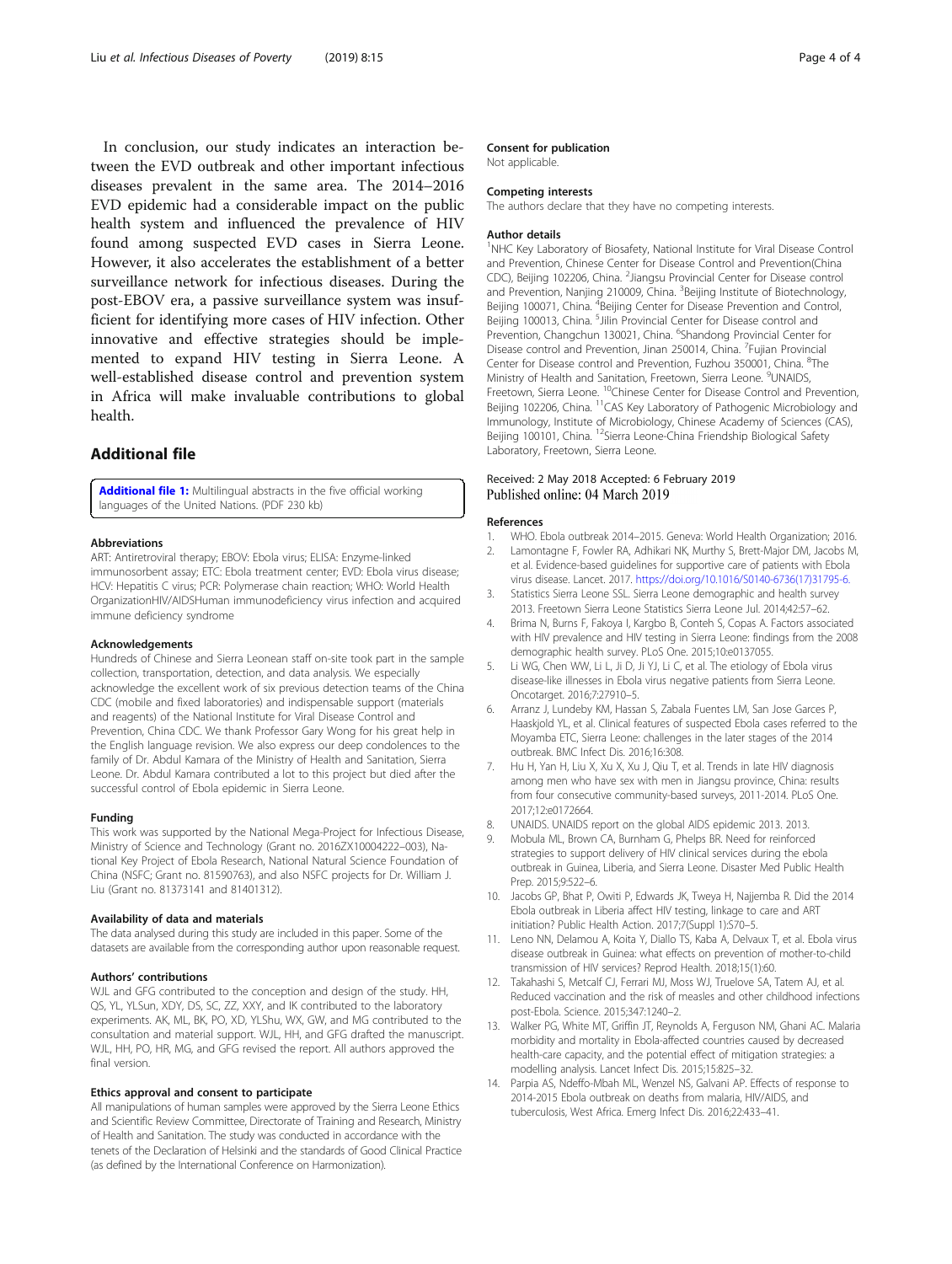In conclusion, our study indicates an interaction between the EVD outbreak and other important infectious diseases prevalent in the same area. The 2014–2016 EVD epidemic had a considerable impact on the public health system and influenced the prevalence of HIV found among suspected EVD cases in Sierra Leone. However, it also accelerates the establishment of a better surveillance network for infectious diseases. During the post-EBOV era, a passive surveillance system was insufficient for identifying more cases of HIV infection. Other innovative and effective strategies should be implemented to expand HIV testing in Sierra Leone. A well-established disease control and prevention system in Africa will make invaluable contributions to global health.

## Additional file

**Additional file 1:** Multilingual abstracts in the five official working languages of the United Nations. (PDF 230 kb)

#### Abbreviations

ART: Antiretroviral therapy; EBOV: Ebola virus; ELISA: Enzyme-linked immunosorbent assay; ETC: Ebola treatment center; EVD: Ebola virus disease; HCV: Hepatitis C virus; PCR: Polymerase chain reaction; WHO: World Health OrganizationHIV/AIDSHuman immunodeficiency virus infection and acquired immune deficiency syndrome

#### Acknowledgements

Hundreds of Chinese and Sierra Leonean staff on-site took part in the sample collection, transportation, detection, and data analysis. We especially acknowledge the excellent work of six previous detection teams of the China CDC (mobile and fixed laboratories) and indispensable support (materials and reagents) of the National Institute for Viral Disease Control and Prevention, China CDC. We thank Professor Gary Wong for his great help in the English language revision. We also express our deep condolences to the family of Dr. Abdul Kamara of the Ministry of Health and Sanitation, Sierra Leone. Dr. Abdul Kamara contributed a lot to this project but died after the successful control of Ebola epidemic in Sierra Leone.

#### Funding

This work was supported by the National Mega-Project for Infectious Disease, Ministry of Science and Technology (Grant no. 2016ZX10004222–003), National Key Project of Ebola Research, National Natural Science Foundation of China (NSFC; Grant no. 81590763), and also NSFC projects for Dr. William J. Liu (Grant no. 81373141 and 81401312).

#### Availability of data and materials

The data analysed during this study are included in this paper. Some of the datasets are available from the corresponding author upon reasonable request.

#### Authors' contributions

WJL and GFG contributed to the conception and design of the study. HH, QS, YL, YLSun, XDY, DS, SC, ZZ, XXY, and IK contributed to the laboratory experiments. AK, ML, BK, PO, XD, YLShu, WX, GW, and MG contributed to the consultation and material support. WJL, HH, and GFG drafted the manuscript. WJL, HH, PO, HR, MG, and GFG revised the report. All authors approved the final version.

#### Ethics approval and consent to participate

All manipulations of human samples were approved by the Sierra Leone Ethics and Scientific Review Committee, Directorate of Training and Research, Ministry of Health and Sanitation. The study was conducted in accordance with the tenets of the Declaration of Helsinki and the standards of Good Clinical Practice (as defined by the International Conference on Harmonization).

#### Consent for publication

Not applicable.

#### Competing interests

The authors declare that they have no competing interests.

#### Author details

[1]NHC Key Laboratory of Biosafety, National Institute for Viral Disease Control and Prevention, Chinese Center for Disease Control and Prevention(China CDC), Beijing 102206, China. [2]Jiangsu Provincial Center for Disease control and Prevention, Nanjing 210009, China. [3]Beijing Institute of Biotechnology, Beijing 100071, China. [4]Beijing Center for Disease Prevention and Control, Beijing 100013, China. [5]Jilin Provincial Center for Disease control and Prevention, Changchun 130021, China. [6]Shandong Provincial Center for Disease control and Prevention, Jinan 250014, China. [7]Fujian Provincial Center for Disease control and Prevention, Fuzhou 350001, China. [8]The Ministry of Health and Sanitation, Freetown, Sierra Leone. [9]UNAIDS, Freetown, Sierra Leone. [10]Chinese Center for Disease Control and Prevention, Beijing 102206, China. [11]CAS Key Laboratory of Pathogenic Microbiology and Immunology, Institute of Microbiology, Chinese Academy of Sciences (CAS), Beijing 100101, China. [12]Sierra Leone-China Friendship Biological Safety Laboratory, Freetown, Sierra Leone.

Received: 2 May 2018 Accepted: 6 February 2019
Published online: 04 March 2019

#### References

1. WHO. Ebola outbreak 2014–2015. Geneva: World Health Organization; 2016.
2. Lamontagne F, Fowler RA, Adhikari NK, Murthy S, Brett-Major DM, Jacobs M, et al. Evidence-based guidelines for supportive care of patients with Ebola virus disease. Lancet. 2017. https://doi.org/10.1016/S0140-6736(17)31795-6.
3. Statistics Sierra Leone SSL. Sierra Leone demographic and health survey 2013. Freetown Sierra Leone Statistics Sierra Leone Jul. 2014;42:57–62.
4. Brima N, Burns F, Fakoya I, Kargbo B, Conteh S, Copas A. Factors associated with HIV prevalence and HIV testing in Sierra Leone: findings from the 2008 demographic health survey. PLoS One. 2015;10:e0137055.
5. Li WG, Chen WW, Li L, Ji D, Ji YJ, Li C, et al. The etiology of Ebola virus disease-like illnesses in Ebola virus negative patients from Sierra Leone. Oncotarget. 2016;7:27910–5.
6. Arranz J, Lundeby KM, Hassan S, Zabala Fuentes LM, San Jose Garces P, Haaskjold YL, et al. Clinical features of suspected Ebola cases referred to the Moyamba ETC, Sierra Leone: challenges in the later stages of the 2014 outbreak. BMC Infect Dis. 2016;16:308.
7. Hu H, Yan H, Liu X, Xu X, Xu J, Qiu T, et al. Trends in late HIV diagnosis among men who have sex with men in Jiangsu province, China: results from four consecutive community-based surveys, 2011-2014. PLoS One. 2017;12:e0172664.
8. UNAIDS. UNAIDS report on the global AIDS epidemic 2013. 2013.
9. Mobula ML, Brown CA, Burnham G, Phelps BR. Need for reinforced strategies to support delivery of HIV clinical services during the ebola outbreak in Guinea, Liberia, and Sierra Leone. Disaster Med Public Health Prep. 2015;9:522–6.
10. Jacobs GP, Bhat P, Owiti P, Edwards JK, Tweya H, Najjemba R. Did the 2014 Ebola outbreak in Liberia affect HIV testing, linkage to care and ART initiation? Public Health Action. 2017;7(Suppl 1):S70–5.
11. Leno NN, Delamou A, Koita Y, Diallo TS, Kaba A, Delvaux T, et al. Ebola virus disease outbreak in Guinea: what effects on prevention of mother-to-child transmission of HIV services? Reprod Health. 2018;15(1):60.
12. Takahashi S, Metcalf CJ, Ferrari MJ, Moss WJ, Truelove SA, Tatem AJ, et al. Reduced vaccination and the risk of measles and other childhood infections post-Ebola. Science. 2015;347:1240–2.
13. Walker PG, White MT, Griffin JT, Reynolds A, Ferguson NM, Ghani AC. Malaria morbidity and mortality in Ebola-affected countries caused by decreased health-care capacity, and the potential effect of mitigation strategies: a modelling analysis. Lancet Infect Dis. 2015;15:825–32.
14. Parpia AS, Ndeffo-Mbah ML, Wenzel NS, Galvani AP. Effects of response to 2014-2015 Ebola outbreak on deaths from malaria, HIV/AIDS, and tuberculosis, West Africa. Emerg Infect Dis. 2016;22:433–41.